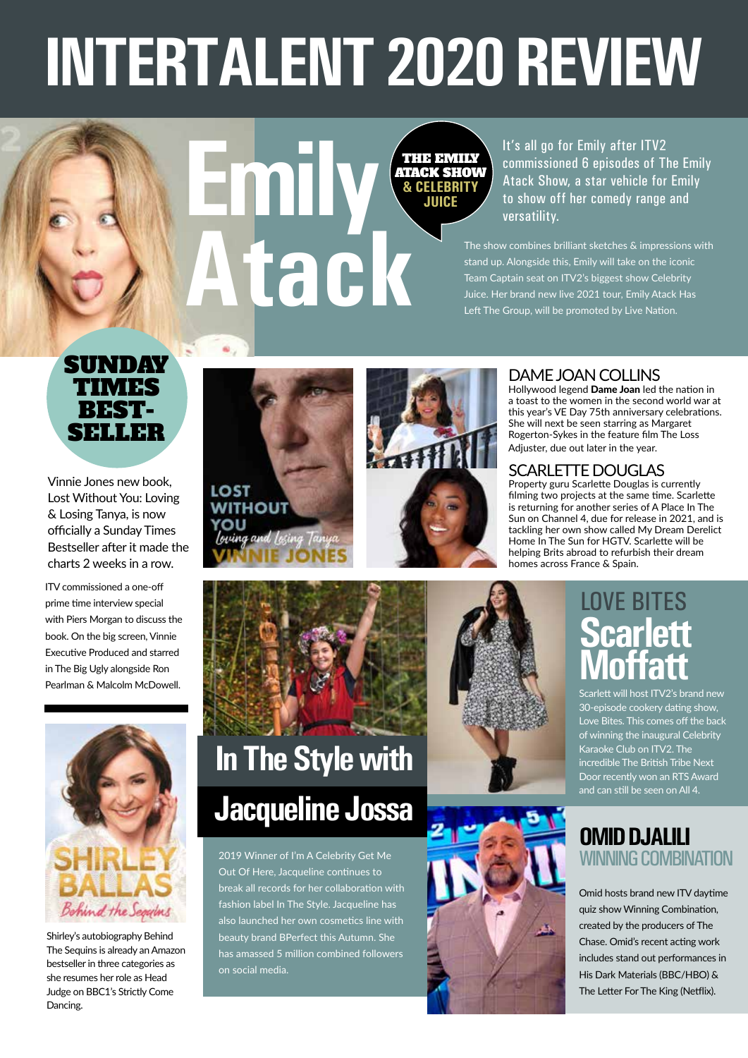# INTERTALENT 2020 REVIEW

## Emily Atack

**THE EMILY ATACK SHOW & CELEBRITY JUICE**

It's all go for Emily after ITV2 commissioned 6 episodes of The Emily Atack Show, a star vehicle for Emily to show off her comedy range and versatility.

The show combines brilliant sketches & impressions with stand up. Alongside this, Emily will take on the iconic Team Captain seat on ITV2's biggest show Celebrity Juice. Her brand new live 2021 tour, Emily Atack Has Left The Group, will be promoted by Live Nation.

**SUNDAY TIMES BEST-SELLER**

Vinnie Jones new book, Lost Without You: Loving & Losing Tanya, is now officially a Sunday Times Bestseller after it made the charts 2 weeks in a row.

ITV commissioned a one-off prime time interview special with Piers Morgan to discuss the book. On the big screen, Vinnie Executive Produced and starred in The Big Ugly alongside Ron Pearlman & Malcolm McDowell.

LOST WITHOUT YOU
*Loving and Losing Tanya*
VINNIE JONES

### DAME JOAN COLLINS

Hollywood legend **Dame Joan** led the nation in a toast to the women in the second world war at this year's VE Day 75th anniversary celebrations. She will next be seen starring as Margaret Rogerton-Sykes in the feature film The Loss Adjuster, due out later in the year.

### SCARLETTE DOUGLAS

Property guru Scarlette Douglas is currently filming two projects at the same time. Scarlette is returning for another series of A Place In The Sun on Channel 4, due for release in 2021, and is tackling her own show called My Dream Derelict Home In The Sun for HGTV. Scarlette will be helping Brits abroad to refurbish their dream homes across France & Spain.

SHIRLEY BALLAS
*Behind the Sequins*

Shirley's autobiography Behind The Sequins is already an Amazon bestseller in three categories as she resumes her role as Head Judge on BBC1's Strictly Come Dancing.

## In The Style with Jacqueline Jossa

2019 Winner of I'm A Celebrity Get Me Out Of Here, Jacqueline continues to break all records for her collaboration with fashion label In The Style. Jacqueline has also launched her own cosmetics line with beauty brand BPerfect this Autumn. She has amassed 5 million combined followers on social media.

## LOVE BITES Scarlett Moffatt

Scarlett will host ITV2's brand new 30-episode cookery dating show, Love Bites. This comes off the back of winning the inaugural Celebrity Karaoke Club on ITV2. The incredible The British Tribe Next Door recently won an RTS Award and can still be seen on All 4.

## OMID DJALILI WINNING COMBINATION

Omid hosts brand new ITV daytime quiz show Winning Combination, created by the producers of The Chase. Omid's recent acting work includes stand out performances in His Dark Materials (BBC/HBO) & The Letter For The King (Netflix).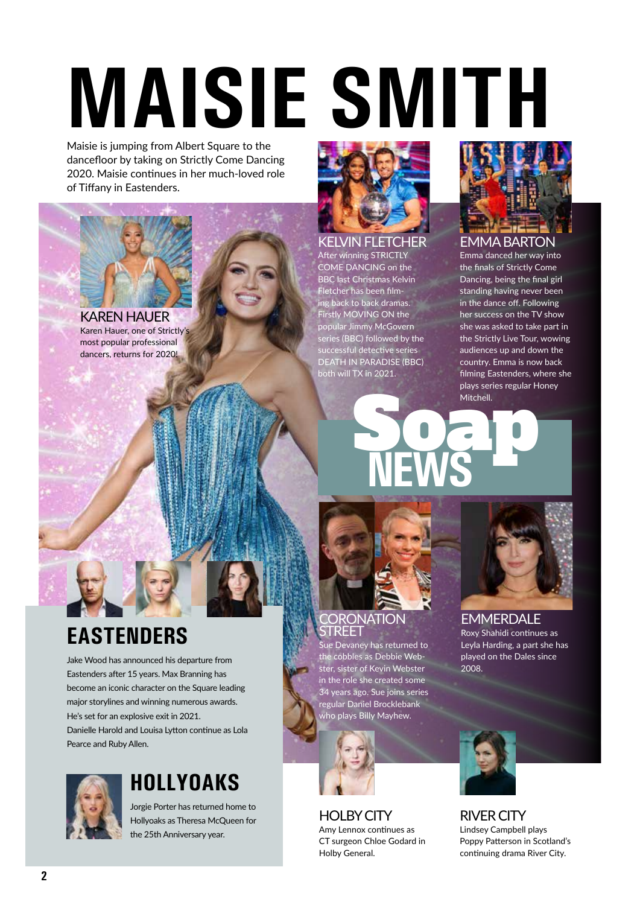# MAISIE SMITH

Maisie is jumping from Albert Square to the dancefloor by taking on Strictly Come Dancing 2020. Maisie continues in her much-loved role of Tiffany in Eastenders.

### KAREN HAUER

Karen Hauer, one of Strictly's most popular professional dancers, returns for 2020!

### KELVIN FLETCHER

After winning STRICTLY COME DANCING on the BBC last Christmas Kelvin Fletcher has been filming back to back dramas. Firstly MOVING ON the popular Jimmy McGovern series (BBC) followed by the successful detective series DEATH IN PARADISE (BBC) both will TX in 2021.

### EMMA BARTON

Emma danced her way into the finals of Strictly Come Dancing, being the final girl standing having never been in the dance off. Following her success on the TV show she was asked to take part in the Strictly Live Tour, wowing audiences up and down the country. Emma is now back filming Eastenders, where she plays series regular Honey Mitchell.

# Soap NEWS

## EASTENDERS

Jake Wood has announced his departure from Eastenders after 15 years. Max Branning has become an iconic character on the Square leading major storylines and winning numerous awards. He's set for an explosive exit in 2021.

Danielle Harold and Louisa Lytton continue as Lola Pearce and Ruby Allen.

## HOLLYOAKS

Jorgie Porter has returned home to Hollyoaks as Theresa McQueen for the 25th Anniversary year.

### CORONATION STREET

Sue Devaney has returned to the cobbles as Debbie Webster, sister of Kevin Webster in the role she created some 34 years ago. Sue joins series regular Daniel Brocklebank who plays Billy Mayhew.

### EMMERDALE

Roxy Shahidi continues as Leyla Harding, a part she has played on the Dales since 2008.

### HOLBY CITY

Amy Lennox continues as CT surgeon Chloe Godard in Holby General.

### RIVER CITY

Lindsey Campbell plays Poppy Patterson in Scotland's continuing drama River City.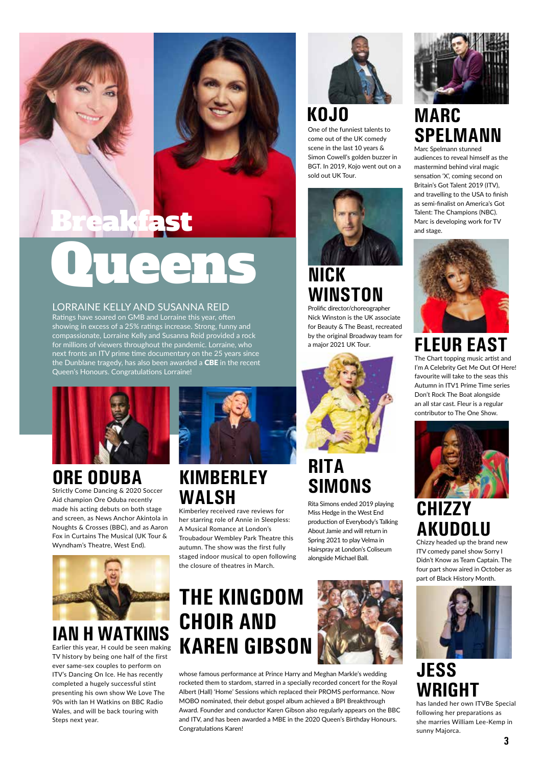# Breakfast Queens

## LORRAINE KELLY AND SUSANNA REID

Ratings have soared on GMB and Lorraine this year, often showing in excess of a 25% ratings increase. Strong, funny and compassionate, Lorraine Kelly and Susanna Reid provided a rock for millions of viewers throughout the pandemic. Lorraine, who next fronts an ITV prime time documentary on the 25 years since the Dunblane tragedy, has also been awarded a **CBE** in the recent Queen's Honours. Congratulations Lorraine!

## ORE ODUBA

Strictly Come Dancing & 2020 Soccer Aid champion Ore Oduba recently made his acting debuts on both stage and screen, as News Anchor Akintola in Noughts & Crosses (BBC), and as Aaron Fox in Curtains The Musical (UK Tour & Wyndham's Theatre, West End).

## KIMBERLEY WALSH

Kimberley received rave reviews for her starring role of Annie in Sleepless: A Musical Romance at London's Troubadour Wembley Park Theatre this autumn. The show was the first fully staged indoor musical to open following the closure of theatres in March.

## IAN H WATKINS

Earlier this year, H could be seen making TV history by being one half of the first ever same-sex couples to perform on ITV's Dancing On Ice. He has recently completed a hugely successful stint presenting his own show We Love The 90s with Ian H Watkins on BBC Radio Wales, and will be back touring with Steps next year.

## THE KINGDOM CHOIR AND KAREN GIBSON

whose famous performance at Prince Harry and Meghan Markle's wedding rocketed them to stardom, starred in a specially recorded concert for the Royal Albert (Hall) 'Home' Sessions which replaced their PROMS performance. Now MOBO nominated, their debut gospel album achieved a BPI Breakthrough Award. Founder and conductor Karen Gibson also regularly appears on the BBC and ITV, and has been awarded a MBE in the 2020 Queen's Birthday Honours. Congratulations Karen!

## KOJO

One of the funniest talents to come out of the UK comedy scene in the last 10 years & Simon Cowell's golden buzzer in BGT. In 2019, Kojo went out on a sold out UK Tour.

## NICK WINSTON

Prolific director/choreographer Nick Winston is the UK associate for Beauty & The Beast, recreated by the original Broadway team for a major 2021 UK Tour.

## RITA SIMONS

Rita Simons ended 2019 playing Miss Hedge in the West End production of Everybody's Talking About Jamie and will return in Spring 2021 to play Velma in Hairspray at London's Coliseum alongside Michael Ball.

## MARC SPELMANN

Marc Spelmann stunned audiences to reveal himself as the mastermind behind viral magic sensation 'X', coming second on Britain's Got Talent 2019 (ITV), and travelling to the USA to finish as semi-finalist on America's Got Talent: The Champions (NBC). Marc is developing work for TV and stage.

## FLEUR EAST

The Chart topping music artist and I'm A Celebrity Get Me Out Of Here! favourite will take to the seas this Autumn in ITV1 Prime Time series Don't Rock The Boat alongside an all star cast. Fleur is a regular contributor to The One Show.

## CHIZZY AKUDOLU

Chizzy headed up the brand new ITV comedy panel show Sorry I Didn't Know as Team Captain. The four part show aired in October as part of Black History Month.

## JESS WRIGHT

has landed her own ITVBe Special following her preparations as she marries William Lee-Kemp in sunny Majorca.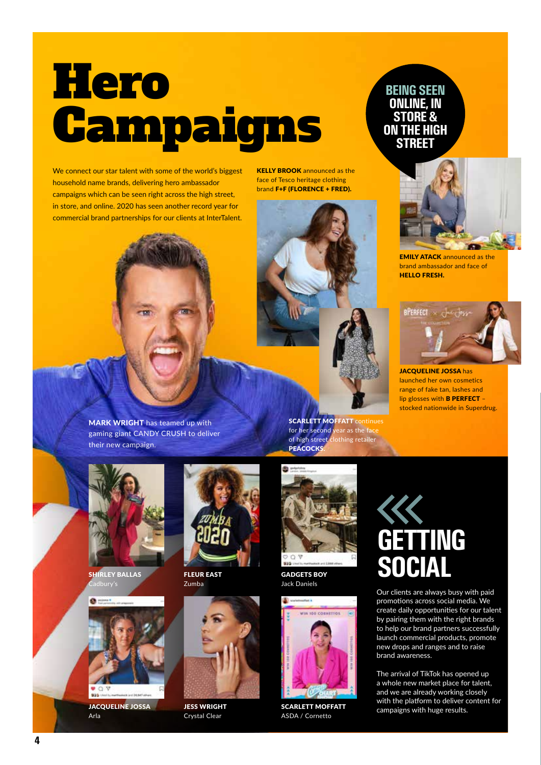# Hero Campaigns

We connect our star talent with some of the world's biggest household name brands, delivering hero ambassador campaigns which can be seen right across the high street, in store, and online. 2020 has seen another record year for commercial brand partnerships for our clients at InterTalent.

## BEING SEEN ONLINE, IN STORE & ON THE HIGH STREET

**KELLY BROOK** announced as the face of Tesco heritage clothing brand **F+F (FLORENCE + FRED).**

**EMILY ATACK** announced as the brand ambassador and face of **HELLO FRESH.**

**JACQUELINE JOSSA** has launched her own cosmetics range of fake tan, lashes and lip glosses with **B PERFECT** – stocked nationwide in Superdrug.

**MARK WRIGHT** has teamed up with gaming giant CANDY CRUSH to deliver their new campaign.

**SCARLETT MOFFATT** continues for her second year as the face of high street clothing retailer **PEACOCKS.**

**SHIRLEY BALLAS**
Cadbury's

**FLEUR EAST**
Zumba

**GADGETS BOY**
Jack Daniels

**JACQUELINE JOSSA**
Arla

**JESS WRIGHT**
Crystal Clear

**SCARLETT MOFFATT**
ASDA / Cornetto

## GETTING SOCIAL

Our clients are always busy with paid promotions across social media. We create daily opportunities for our talent by pairing them with the right brands to help our brand partners successfully launch commercial products, promote new drops and ranges and to raise brand awareness.

The arrival of TikTok has opened up a whole new market place for talent, and we are already working closely with the platform to deliver content for campaigns with huge results.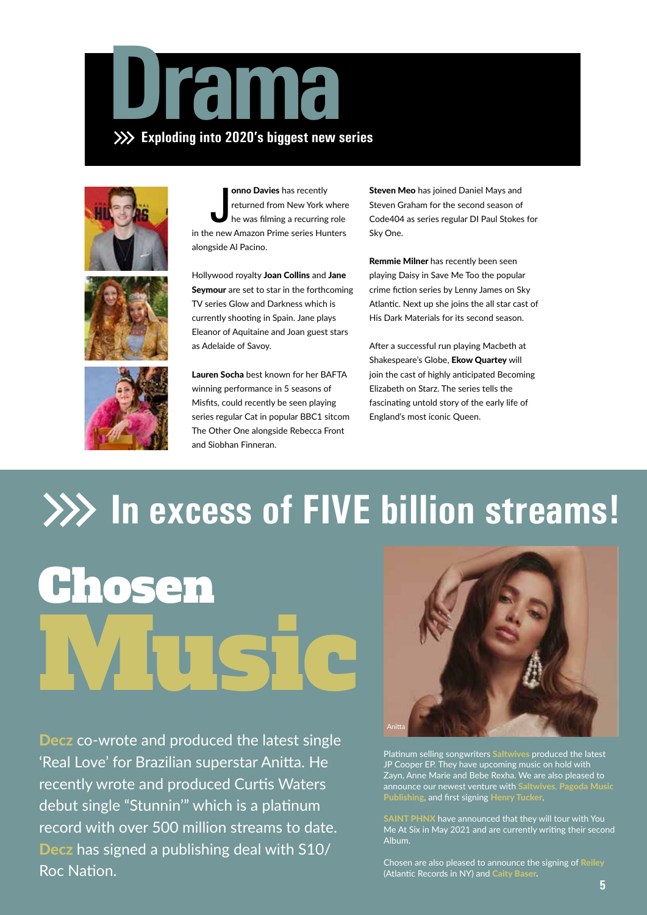# Drama

## Exploding into 2020's biggest new series

**Jonno Davies** has recently returned from New York where he was filming a recurring role in the new Amazon Prime series Hunters alongside Al Pacino.

Hollywood royalty **Joan Collins** and **Jane Seymour** are set to star in the forthcoming TV series Glow and Darkness which is currently shooting in Spain. Jane plays Eleanor of Aquitaine and Joan guest stars as Adelaide of Savoy.

**Lauren Socha** best known for her BAFTA winning performance in 5 seasons of Misfits, could recently be seen playing series regular Cat in popular BBC1 sitcom The Other One alongside Rebecca Front and Siobhan Finneran.

**Steven Meo** has joined Daniel Mays and Steven Graham for the second season of Code404 as series regular DI Paul Stokes for Sky One.

**Remmie Milner** has recently been seen playing Daisy in Save Me Too the popular crime fiction series by Lenny James on Sky Atlantic. Next up she joins the all star cast of His Dark Materials for its second season.

After a successful run playing Macbeth at Shakespeare's Globe, **Ekow Quartey** will join the cast of highly anticipated Becoming Elizabeth on Starz. The series tells the fascinating untold story of the early life of England's most iconic Queen.

## In excess of FIVE billion streams!

# Chosen Music

**Decz** co-wrote and produced the latest single 'Real Love' for Brazilian superstar Anitta. He recently wrote and produced Curtis Waters debut single "Stunnin'" which is a platinum record with over 500 million streams to date. **Decz** has signed a publishing deal with S10/ Roc Nation.

Anitta

Platinum selling songwriters **Saltwives** produced the latest JP Cooper EP. They have upcoming music on hold with Zayn, Anne Marie and Bebe Rexha. We are also pleased to announce our newest venture with **Saltwives**, **Pagoda Music Publishing**, and first signing **Henry Tucker**.

**SAINT PHNX** have announced that they will tour with You Me At Six in May 2021 and are currently writing their second Album.

Chosen are also pleased to announce the signing of **Reiley** (Atlantic Records in NY) and **Caity Baser**.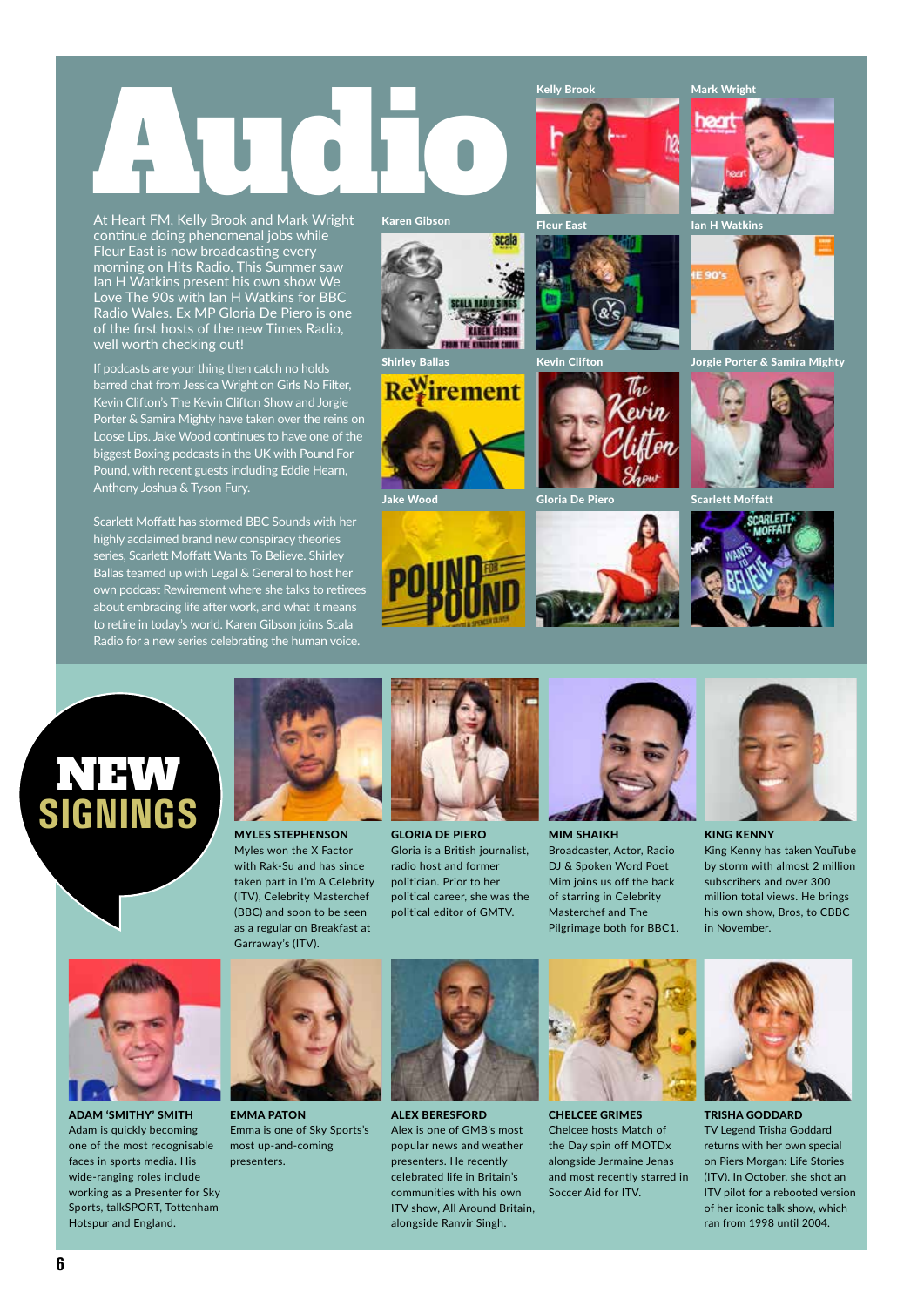# Audio

At Heart FM, Kelly Brook and Mark Wright continue doing phenomenal jobs while Fleur East is now broadcasting every morning on Hits Radio. This Summer saw Ian H Watkins present his own show We Love The 90s with Ian H Watkins for BBC Radio Wales. Ex MP Gloria De Piero is one of the first hosts of the new Times Radio, well worth checking out!

If podcasts are your thing then catch no holds barred chat from Jessica Wright on Girls No Filter, Kevin Clifton's The Kevin Clifton Show and Jorgie Porter & Samira Mighty have taken over the reins on Loose Lips. Jake Wood continues to have one of the biggest Boxing podcasts in the UK with Pound For Pound, with recent guests including Eddie Hearn, Anthony Joshua & Tyson Fury.

Scarlett Moffatt has stormed BBC Sounds with her highly acclaimed brand new conspiracy theories series, Scarlett Moffatt Wants To Believe. Shirley Ballas teamed up with Legal & General to host her own podcast Rewirement where she talks to retirees about embracing life after work, and what it means to retire in today's world. Karen Gibson joins Scala Radio for a new series celebrating the human voice.

Kelly Brook

Mark Wright

Karen Gibson

Fleur East

Ian H Watkins

Shirley Ballas

Kevin Clifton

Jorgie Porter & Samira Mighty

Jake Wood

Gloria De Piero

Scarlett Moffatt

## NEW SIGNINGS

**MYLES STEPHENSON**
Myles won the X Factor with Rak-Su and has since taken part in I'm A Celebrity (ITV), Celebrity Masterchef (BBC) and soon to be seen as a regular on Breakfast at Garraway's (ITV).

**GLORIA DE PIERO**
Gloria is a British journalist, radio host and former politician. Prior to her political career, she was the political editor of GMTV.

**MIM SHAIKH**
Broadcaster, Actor, Radio DJ & Spoken Word Poet Mim joins us off the back of starring in Celebrity Masterchef and The Pilgrimage both for BBC1.

**KING KENNY**
King Kenny has taken YouTube by storm with almost 2 million subscribers and over 300 million total views. He brings his own show, Bros, to CBBC in November.

**ADAM 'SMITHY' SMITH**
Adam is quickly becoming one of the most recognisable faces in sports media. His wide-ranging roles include working as a Presenter for Sky Sports, talkSPORT, Tottenham Hotspur and England.

**EMMA PATON**
Emma is one of Sky Sports's most up-and-coming presenters.

**ALEX BERESFORD**
Alex is one of GMB's most popular news and weather presenters. He recently celebrated life in Britain's communities with his own ITV show, All Around Britain, alongside Ranvir Singh.

**CHELCEE GRIMES**
Chelcee hosts Match of the Day spin off MOTDx alongside Jermaine Jenas and most recently starred in Soccer Aid for ITV.

**TRISHA GODDARD**
TV Legend Trisha Goddard returns with her own special on Piers Morgan: Life Stories (ITV). In October, she shot an ITV pilot for a rebooted version of her iconic talk show, which ran from 1998 until 2004.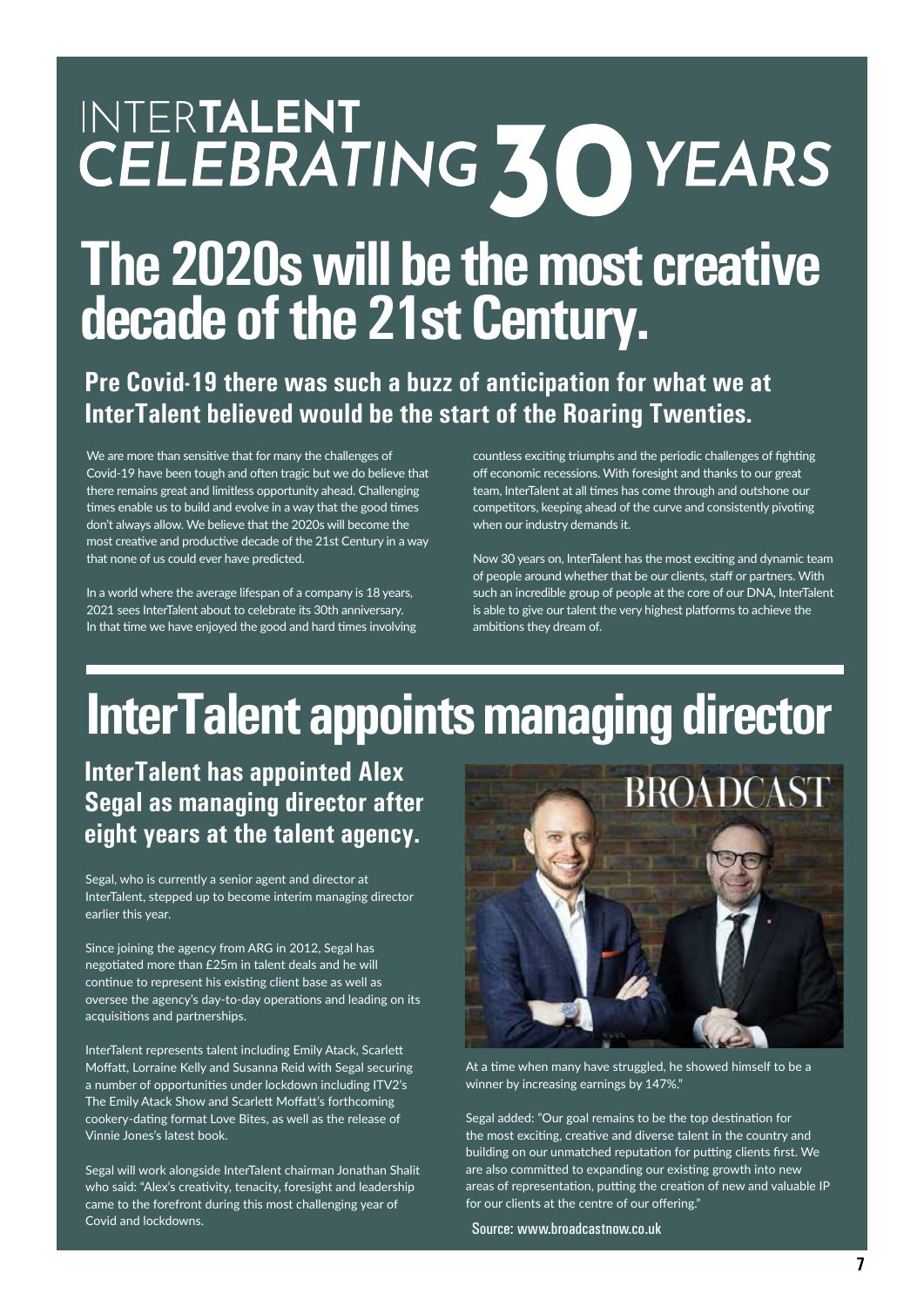# INTERTALENT CELEBRATING 30 YEARS

# The 2020s will be the most creative decade of the 21st Century.

## Pre Covid-19 there was such a buzz of anticipation for what we at InterTalent believed would be the start of the Roaring Twenties.

We are more than sensitive that for many the challenges of Covid-19 have been tough and often tragic but we do believe that there remains great and limitless opportunity ahead. Challenging times enable us to build and evolve in a way that the good times don't always allow. We believe that the 2020s will become the most creative and productive decade of the 21st Century in a way that none of us could ever have predicted.

In a world where the average lifespan of a company is 18 years, 2021 sees InterTalent about to celebrate its 30th anniversary. In that time we have enjoyed the good and hard times involving countless exciting triumphs and the periodic challenges of fighting off economic recessions. With foresight and thanks to our great team, InterTalent at all times has come through and outshone our competitors, keeping ahead of the curve and consistently pivoting when our industry demands it.

Now 30 years on, InterTalent has the most exciting and dynamic team of people around whether that be our clients, staff or partners. With such an incredible group of people at the core of our DNA, InterTalent is able to give our talent the very highest platforms to achieve the ambitions they dream of.

# InterTalent appoints managing director

## InterTalent has appointed Alex Segal as managing director after eight years at the talent agency.

Segal, who is currently a senior agent and director at InterTalent, stepped up to become interim managing director earlier this year.

Since joining the agency from ARG in 2012, Segal has negotiated more than £25m in talent deals and he will continue to represent his existing client base as well as oversee the agency's day-to-day operations and leading on its acquisitions and partnerships.

InterTalent represents talent including Emily Atack, Scarlett Moffatt, Lorraine Kelly and Susanna Reid with Segal securing a number of opportunities under lockdown including ITV2's The Emily Atack Show and Scarlett Moffatt's forthcoming cookery-dating format Love Bites, as well as the release of Vinnie Jones's latest book.

Segal will work alongside InterTalent chairman Jonathan Shalit who said: "Alex's creativity, tenacity, foresight and leadership came to the forefront during this most challenging year of Covid and lockdowns.

BROADCAST

At a time when many have struggled, he showed himself to be a winner by increasing earnings by 147%."

Segal added: "Our goal remains to be the top destination for the most exciting, creative and diverse talent in the country and building on our unmatched reputation for putting clients first. We are also committed to expanding our existing growth into new areas of representation, putting the creation of new and valuable IP for our clients at the centre of our offering."

Source: www.broadcastnow.co.uk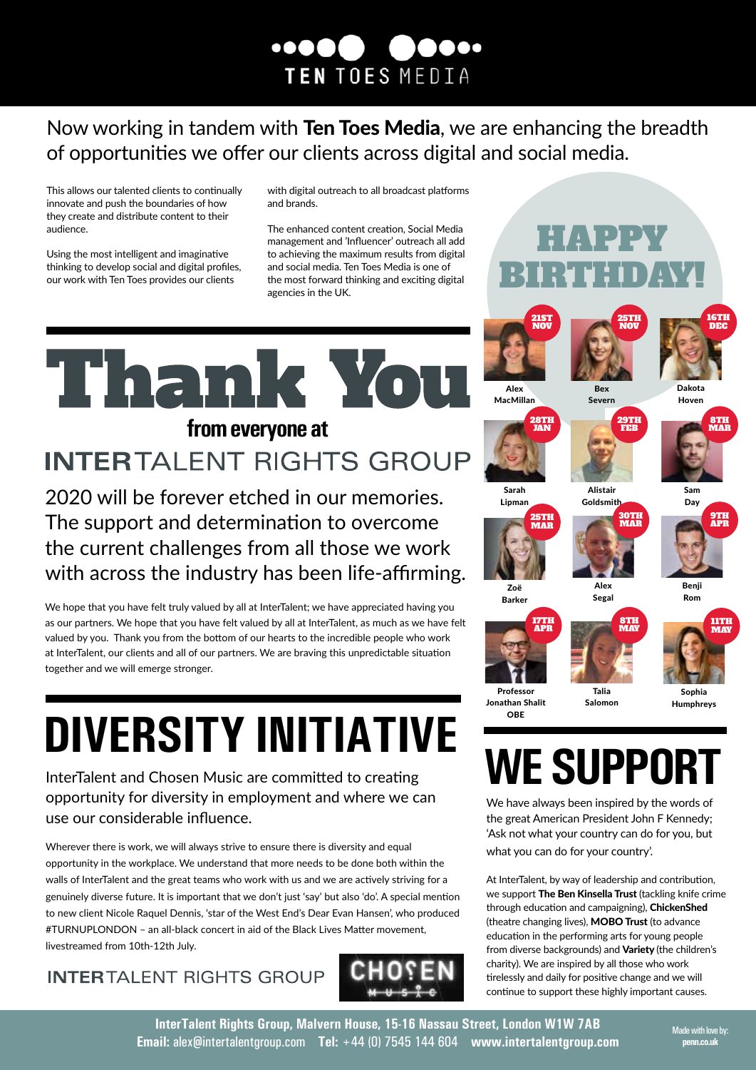TEN TOES MEDIA

## Now working in tandem with **Ten Toes Media**, we are enhancing the breadth of opportunities we offer our clients across digital and social media.

This allows our talented clients to continually innovate and push the boundaries of how they create and distribute content to their audience.

Using the most intelligent and imaginative thinking to develop social and digital profiles, our work with Ten Toes provides our clients with digital outreach to all broadcast platforms and brands.

The enhanced content creation, Social Media management and 'Influencer' outreach all add to achieving the maximum results from digital and social media. Ten Toes Media is one of the most forward thinking and exciting digital agencies in the UK.

# Thank You

**from everyone at**

INTERTALENT RIGHTS GROUP

2020 will be forever etched in our memories. The support and determination to overcome the current challenges from all those we work with across the industry has been life-affirming.

We hope that you have felt truly valued by all at InterTalent; we have appreciated having you as our partners. We hope that you have felt valued by all at InterTalent, as much as we have felt valued by you. Thank you from the bottom of our hearts to the incredible people who work at InterTalent, our clients and all of our partners. We are braving this unpredictable situation together and we will emerge stronger.

# HAPPY BIRTHDAY!

- 21ST NOV – Alex MacMillan
- 25TH NOV – Bex Severn
- 16TH DEC – Dakota Hoven
- 28TH JAN – Sarah Lipman
- 29TH FEB – Alistair Goldsmith
- 8TH MAR – Sam Day
- 25TH MAR – Zoë Barker
- 30TH MAR – Alex Segal
- 9TH APR – Benji Rom
- 17TH APR – Professor Jonathan Shalit OBE
- 8TH MAY – Talia Salomon
- 11TH MAY – Sophia Humphreys

# DIVERSITY INITIATIVE

InterTalent and Chosen Music are committed to creating opportunity for diversity in employment and where we can use our considerable influence.

Wherever there is work, we will always strive to ensure there is diversity and equal opportunity in the workplace. We understand that more needs to be done both within the walls of InterTalent and the great teams who work with us and we are actively striving for a genuinely diverse future. It is important that we don't just 'say' but also 'do'. A special mention to new client Nicole Raquel Dennis, 'star of the West End's Dear Evan Hansen', who produced #TURNUPLONDON – an all-black concert in aid of the Black Lives Matter movement, livestreamed from 10th-12th July.

INTERTALENT RIGHTS GROUP

CHOSEN MUSIC

# WE SUPPORT

We have always been inspired by the words of the great American President John F Kennedy; 'Ask not what your country can do for you, but what you can do for your country'.

At InterTalent, by way of leadership and contribution, we support **The Ben Kinsella Trust** (tackling knife crime through education and campaigning), **ChickenShed** (theatre changing lives), **MOBO Trust** (to advance education in the performing arts for young people from diverse backgrounds) and **Variety** (the children's charity). We are inspired by all those who work tirelessly and daily for positive change and we will continue to support these highly important causes.

**InterTalent Rights Group, Malvern House, 15-16 Nassau Street, London W1W 7AB**
**Email:** alex@intertalentgroup.com **Tel:** +44 (0) 7545 144 604 **www.intertalentgroup.com**

Made with love by: **penn.co.uk**